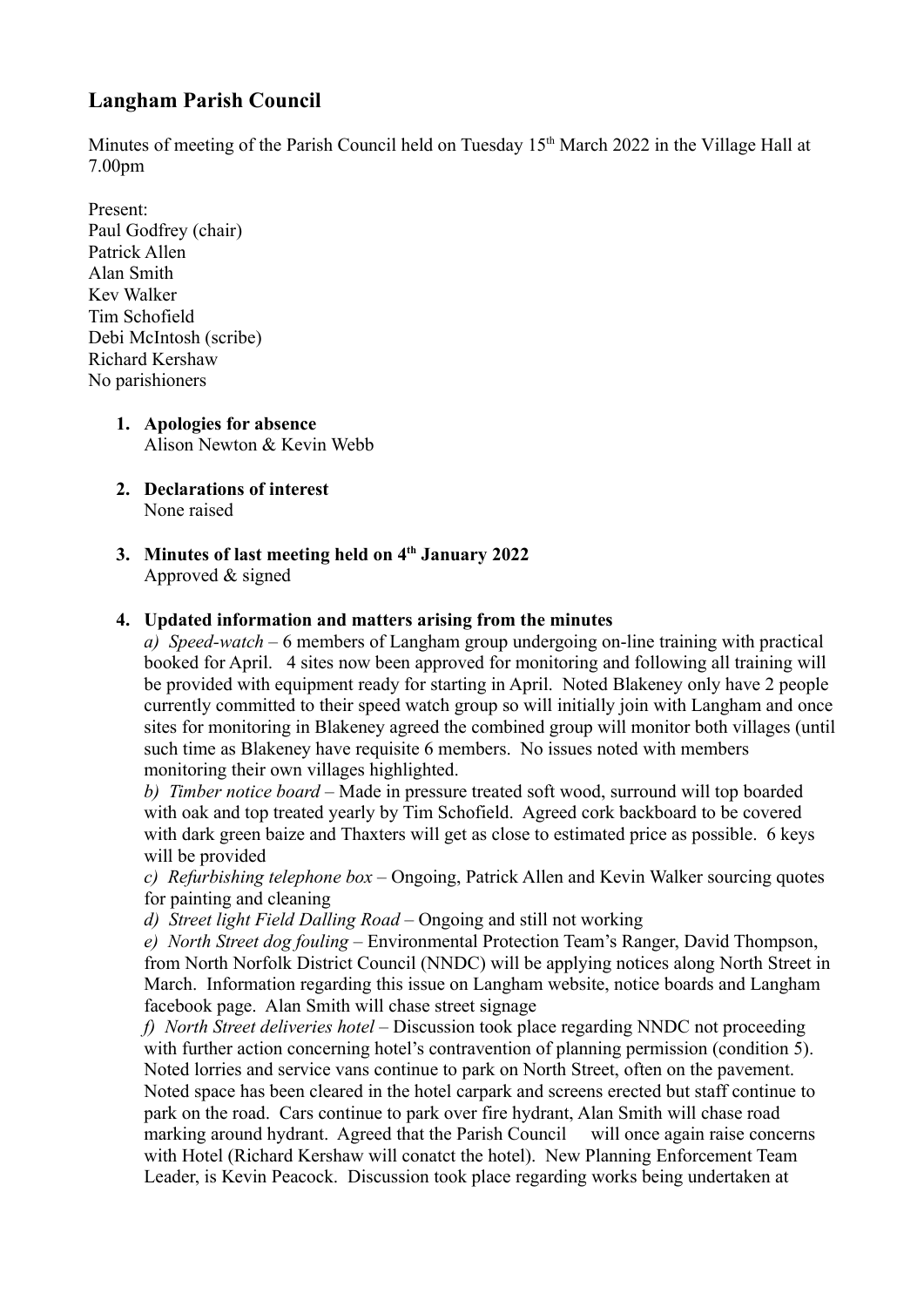# Langham Parish Council

Minutes of meeting of the Parish Council held on Tuesday 15th March 2022 in the Village Hall at 7.00pm

Present:
Paul Godfrey (chair)
Patrick Allen
Alan Smith
Kev Walker
Tim Schofield
Debi McIntosh (scribe)
Richard Kershaw
No parishioners

1. **Apologies for absence**
   Alison Newton & Kevin Webb

2. **Declarations of interest**
   None raised

3. **Minutes of last meeting held on 4th January 2022**
   Approved & signed

4. **Updated information and matters arising from the minutes**
   *a) Speed-watch* – 6 members of Langham group undergoing on-line training with practical booked for April. 4 sites now been approved for monitoring and following all training will be provided with equipment ready for starting in April. Noted Blakeney only have 2 people currently committed to their speed watch group so will initially join with Langham and once sites for monitoring in Blakeney agreed the combined group will monitor both villages (until such time as Blakeney have requisite 6 members. No issues noted with members monitoring their own villages highlighted.
   *b) Timber notice board* – Made in pressure treated soft wood, surround will top boarded with oak and top treated yearly by Tim Schofield. Agreed cork backboard to be covered with dark green baize and Thaxters will get as close to estimated price as possible. 6 keys will be provided
   *c) Refurbishing telephone box* – Ongoing, Patrick Allen and Kevin Walker sourcing quotes for painting and cleaning
   *d) Street light Field Dalling Road* – Ongoing and still not working
   *e) North Street dog fouling* – Environmental Protection Team's Ranger, David Thompson, from North Norfolk District Council (NNDC) will be applying notices along North Street in March. Information regarding this issue on Langham website, notice boards and Langham facebook page. Alan Smith will chase street signage
   *f) North Street deliveries hotel* – Discussion took place regarding NNDC not proceeding with further action concerning hotel's contravention of planning permission (condition 5). Noted lorries and service vans continue to park on North Street, often on the pavement. Noted space has been cleared in the hotel carpark and screens erected but staff continue to park on the road. Cars continue to park over fire hydrant, Alan Smith will chase road marking around hydrant. Agreed that the Parish Council will once again raise concerns with Hotel (Richard Kershaw will conatct the hotel). New Planning Enforcement Team Leader, is Kevin Peacock. Discussion took place regarding works being undertaken at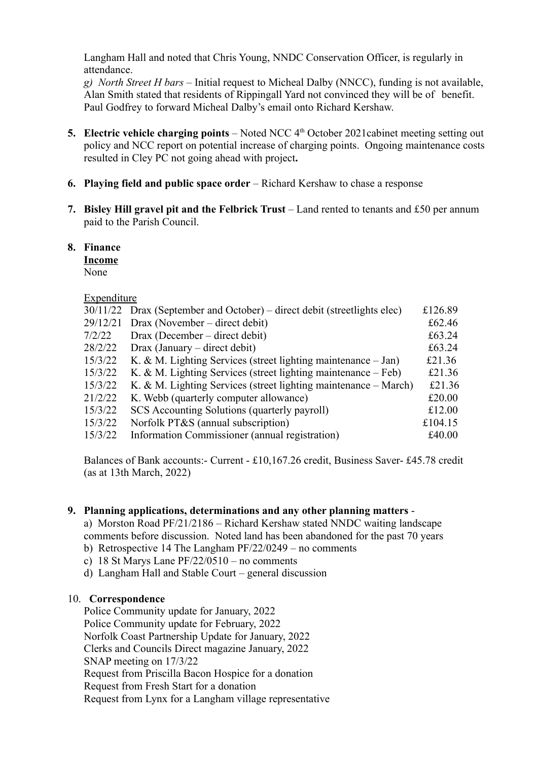Langham Hall and noted that Chris Young, NNDC Conservation Officer, is regularly in attendance.

*g) North Street H bars* – Initial request to Micheal Dalby (NNCC), funding is not available, Alan Smith stated that residents of Rippingall Yard not convinced they will be of benefit. Paul Godfrey to forward Micheal Dalby's email onto Richard Kershaw.

5. **Electric vehicle charging points** – Noted NCC 4th October 2021cabinet meeting setting out policy and NCC report on potential increase of charging points. Ongoing maintenance costs resulted in Cley PC not going ahead with project**.**

6. **Playing field and public space order** – Richard Kershaw to chase a response

7. **Bisley Hill gravel pit and the Felbrick Trust** – Land rented to tenants and £50 per annum paid to the Parish Council.

8. **Finance**

**Income**

None

Expenditure

| | | |
|---|---|---|
| 30/11/22 | Drax (September and October) – direct debit (streetlights elec) | £126.89 |
| 29/12/21 | Drax (November – direct debit) | £62.46 |
| 7/2/22 | Drax (December – direct debit) | £63.24 |
| 28/2/22 | Drax (January – direct debit) | £63.24 |
| 15/3/22 | K. & M. Lighting Services (street lighting maintenance – Jan) | £21.36 |
| 15/3/22 | K. & M. Lighting Services (street lighting maintenance – Feb) | £21.36 |
| 15/3/22 | K. & M. Lighting Services (street lighting maintenance – March) | £21.36 |
| 21/2/22 | K. Webb (quarterly computer allowance) | £20.00 |
| 15/3/22 | SCS Accounting Solutions (quarterly payroll) | £12.00 |
| 15/3/22 | Norfolk PT&S (annual subscription) | £104.15 |
| 15/3/22 | Information Commissioner (annual registration) | £40.00 |

Balances of Bank accounts:- Current - £10,167.26 credit, Business Saver- £45.78 credit (as at 13th March, 2022)

9. **Planning applications, determinations and any other planning matters** -

a) Morston Road PF/21/2186 – Richard Kershaw stated NNDC waiting landscape comments before discussion. Noted land has been abandoned for the past 70 years

b) Retrospective 14 The Langham PF/22/0249 – no comments

c) 18 St Marys Lane PF/22/0510 – no comments

d) Langham Hall and Stable Court – general discussion

10. **Correspondence**

Police Community update for January, 2022
Police Community update for February, 2022
Norfolk Coast Partnership Update for January, 2022
Clerks and Councils Direct magazine January, 2022
SNAP meeting on 17/3/22
Request from Priscilla Bacon Hospice for a donation
Request from Fresh Start for a donation
Request from Lynx for a Langham village representative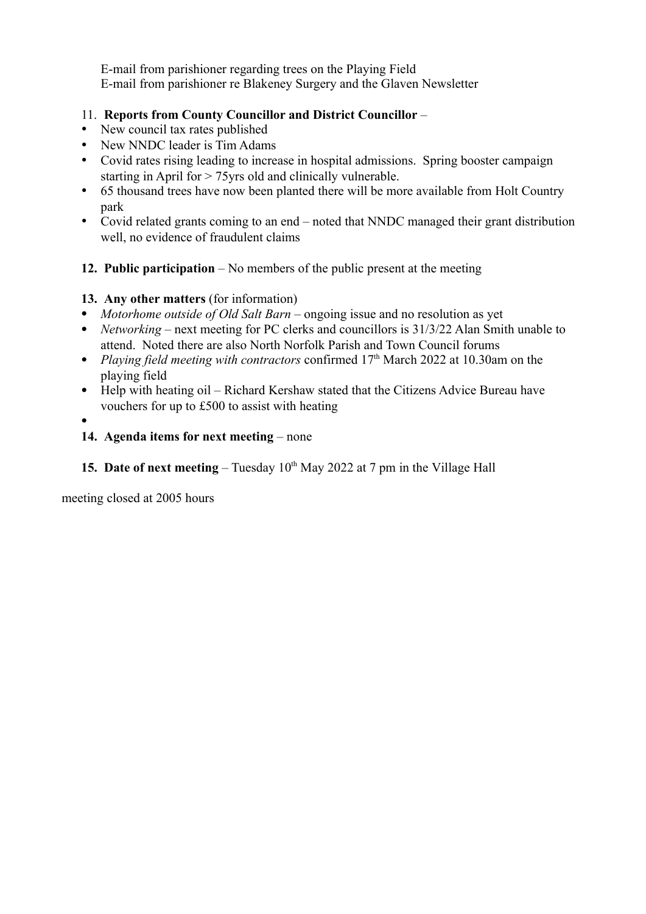E-mail from parishioner regarding trees on the Playing Field
E-mail from parishioner re Blakeney Surgery and the Glaven Newsletter

11. **Reports from County Councillor and District Councillor** –

- New council tax rates published
- New NNDC leader is Tim Adams
- Covid rates rising leading to increase in hospital admissions. Spring booster campaign starting in April for > 75yrs old and clinically vulnerable.
- 65 thousand trees have now been planted there will be more available from Holt Country park
- Covid related grants coming to an end – noted that NNDC managed their grant distribution well, no evidence of fraudulent claims

12. **Public participation** – No members of the public present at the meeting

13. **Any other matters** (for information)

- *Motorhome outside of Old Salt Barn* – ongoing issue and no resolution as yet
- *Networking* – next meeting for PC clerks and councillors is 31/3/22 Alan Smith unable to attend. Noted there are also North Norfolk Parish and Town Council forums
- *Playing field meeting with contractors* confirmed 17th March 2022 at 10.30am on the playing field
- Help with heating oil – Richard Kershaw stated that the Citizens Advice Bureau have vouchers for up to £500 to assist with heating
-

14. **Agenda items for next meeting** – none

15. **Date of next meeting** – Tuesday 10th May 2022 at 7 pm in the Village Hall

meeting closed at 2005 hours